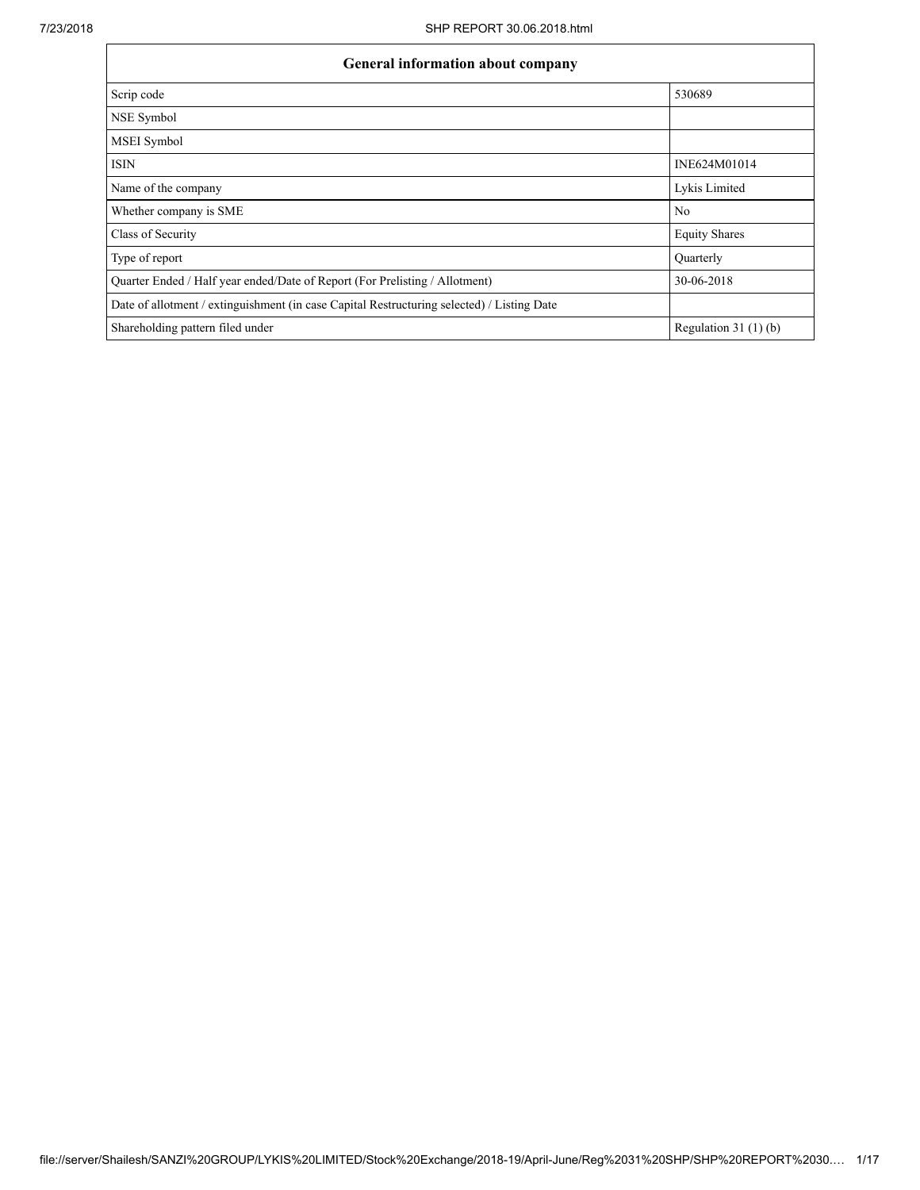| General information about company | |
|---|---|
| Scrip code | 530689 |
| NSE Symbol | |
| MSEI Symbol | |
| ISIN | INE624M01014 |
| Name of the company | Lykis Limited |
| Whether company is SME | No |
| Class of Security | Equity Shares |
| Type of report | Quarterly |
| Quarter Ended / Half year ended/Date of Report (For Prelisting / Allotment) | 30-06-2018 |
| Date of allotment / extinguishment (in case Capital Restructuring selected) / Listing Date | |
| Shareholding pattern filed under | Regulation 31 (1) (b) |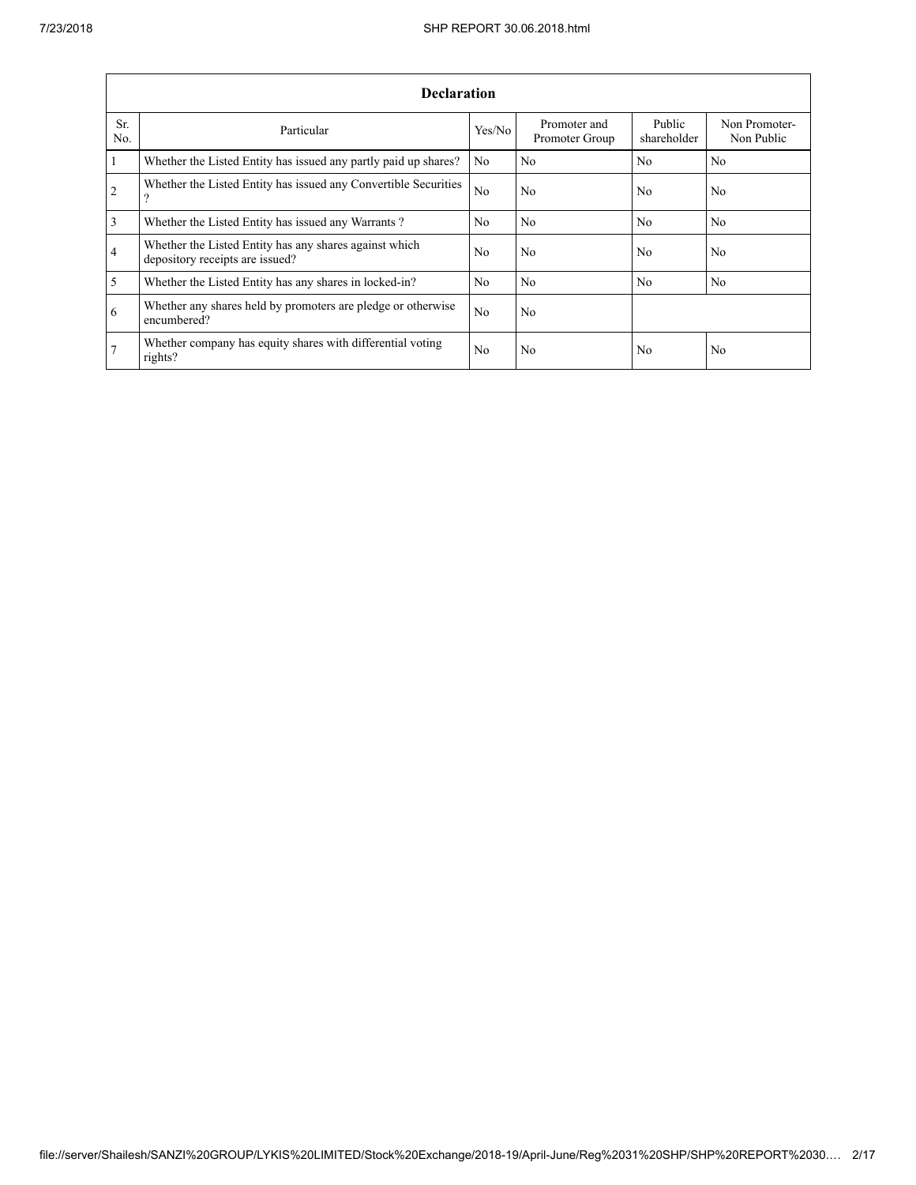| Declaration | | | | | |
|---|---|---|---|---|---|
| Sr. No. | Particular | Yes/No | Promoter and Promoter Group | Public shareholder | Non Promoter- Non Public |
| 1 | Whether the Listed Entity has issued any partly paid up shares? | No | No | No | No |
| 2 | Whether the Listed Entity has issued any Convertible Securities ? | No | No | No | No |
| 3 | Whether the Listed Entity has issued any Warrants ? | No | No | No | No |
| 4 | Whether the Listed Entity has any shares against which depository receipts are issued? | No | No | No | No |
| 5 | Whether the Listed Entity has any shares in locked-in? | No | No | No | No |
| 6 | Whether any shares held by promoters are pledge or otherwise encumbered? | No | No | | |
| 7 | Whether company has equity shares with differential voting rights? | No | No | No | No |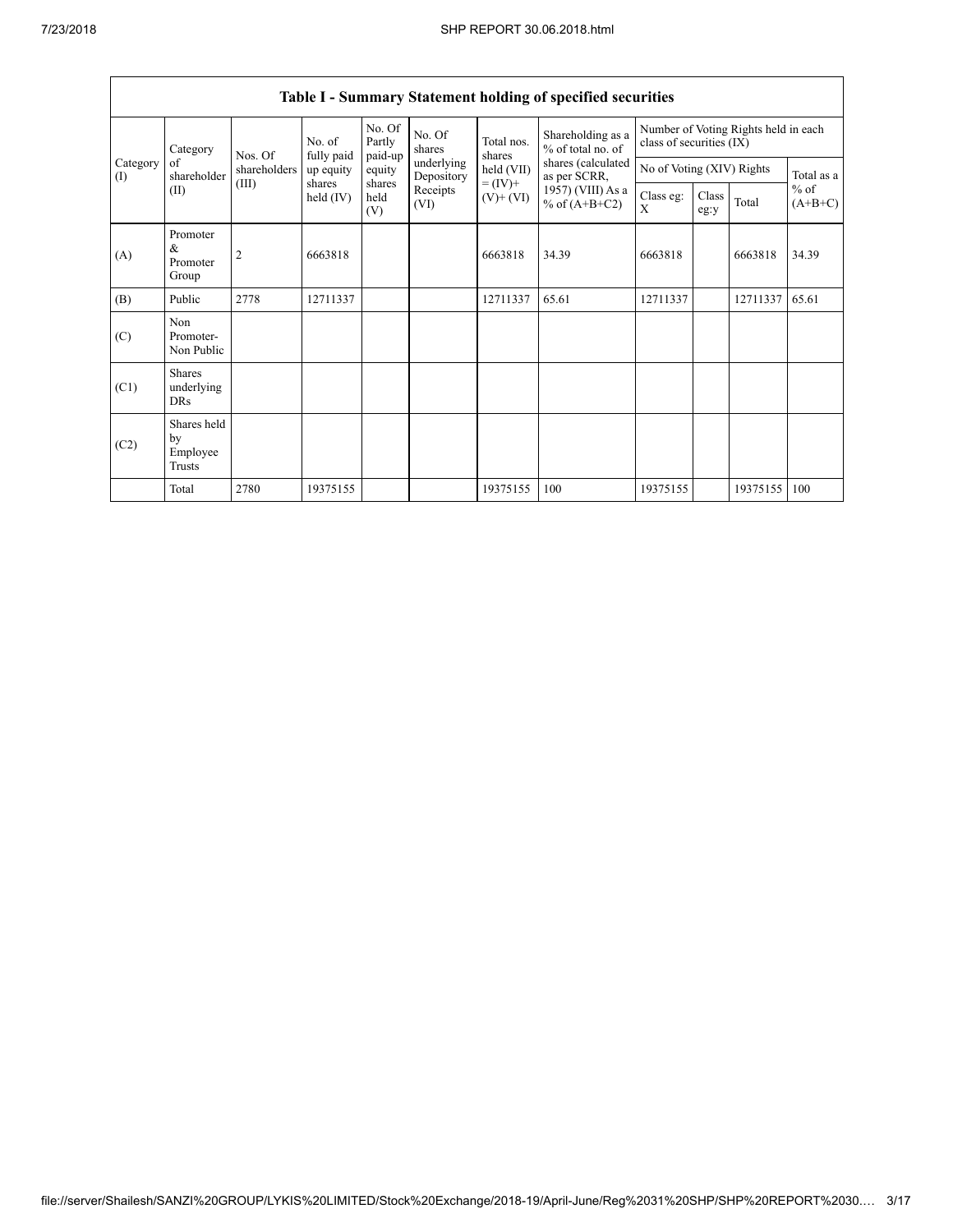| Table I - Summary Statement holding of specified securities | | | | | | | | | | | | |
|---|---|---|---|---|---|---|---|---|---|---|---|---|
| Category (I) | Category of shareholder (II) | Nos. Of shareholders (III) | No. of fully paid up equity shares held (IV) | No. Of Partly paid-up equity shares held (V) | No. Of shares underlying Depository Receipts (VI) | Total nos. shares held (VII) = (IV)+ (V)+ (VI) | Shareholding as a % of total no. of shares (calculated as per SCRR, 1957) (VIII) As a % of (A+B+C2) | Number of Voting Rights held in each class of securities (IX) | | | |
| | | | | | | | | No of Voting (XIV) Rights | | | Total as a % of (A+B+C) |
| | | | | | | | | Class eg: X | Class eg:y | Total | |
| (A) | Promoter & Promoter Group | 2 | 6663818 | | | 6663818 | 34.39 | 6663818 | | 6663818 | 34.39 |
| (B) | Public | 2778 | 12711337 | | | 12711337 | 65.61 | 12711337 | | 12711337 | 65.61 |
| (C) | Non Promoter- Non Public | | | | | | | | | | |
| (C1) | Shares underlying DRs | | | | | | | | | | |
| (C2) | Shares held by Employee Trusts | | | | | | | | | | |
| | Total | 2780 | 19375155 | | | 19375155 | 100 | 19375155 | | 19375155 | 100 |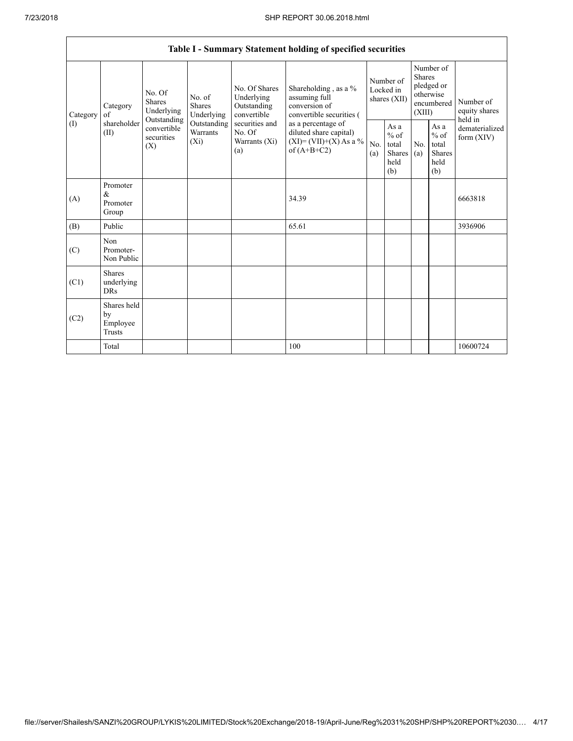| Table I - Summary Statement holding of specified securities | | | | | | | | | | | |
|---|---|---|---|---|---|---|---|---|---|---|---|
| Category (I) | Category of shareholder (II) | No. Of Shares Underlying Outstanding convertible securities (X) | No. of Shares Underlying Outstanding Warrants (Xi) | No. Of Shares Underlying Outstanding convertible securities and No. Of Warrants (Xi) (a) | Shareholding , as a % assuming full conversion of convertible securities ( as a percentage of diluted share capital) (XI)= (VII)+(X) As a % of (A+B+C2) | Number of Locked in shares (XII) | | Number of Shares pledged or otherwise encumbered (XIII) | | Number of equity shares held in dematerialized form (XIV) |
| | | | | | | No. (a) | As a % of total Shares held (b) | No. (a) | As a % of total Shares held (b) | |
| (A) | Promoter & Promoter Group | | | | 34.39 | | | | | 6663818 |
| (B) | Public | | | | 65.61 | | | | | 3936906 |
| (C) | Non Promoter- Non Public | | | | | | | | | |
| (C1) | Shares underlying DRs | | | | | | | | | |
| (C2) | Shares held by Employee Trusts | | | | | | | | | |
| | Total | | | | 100 | | | | | 10600724 |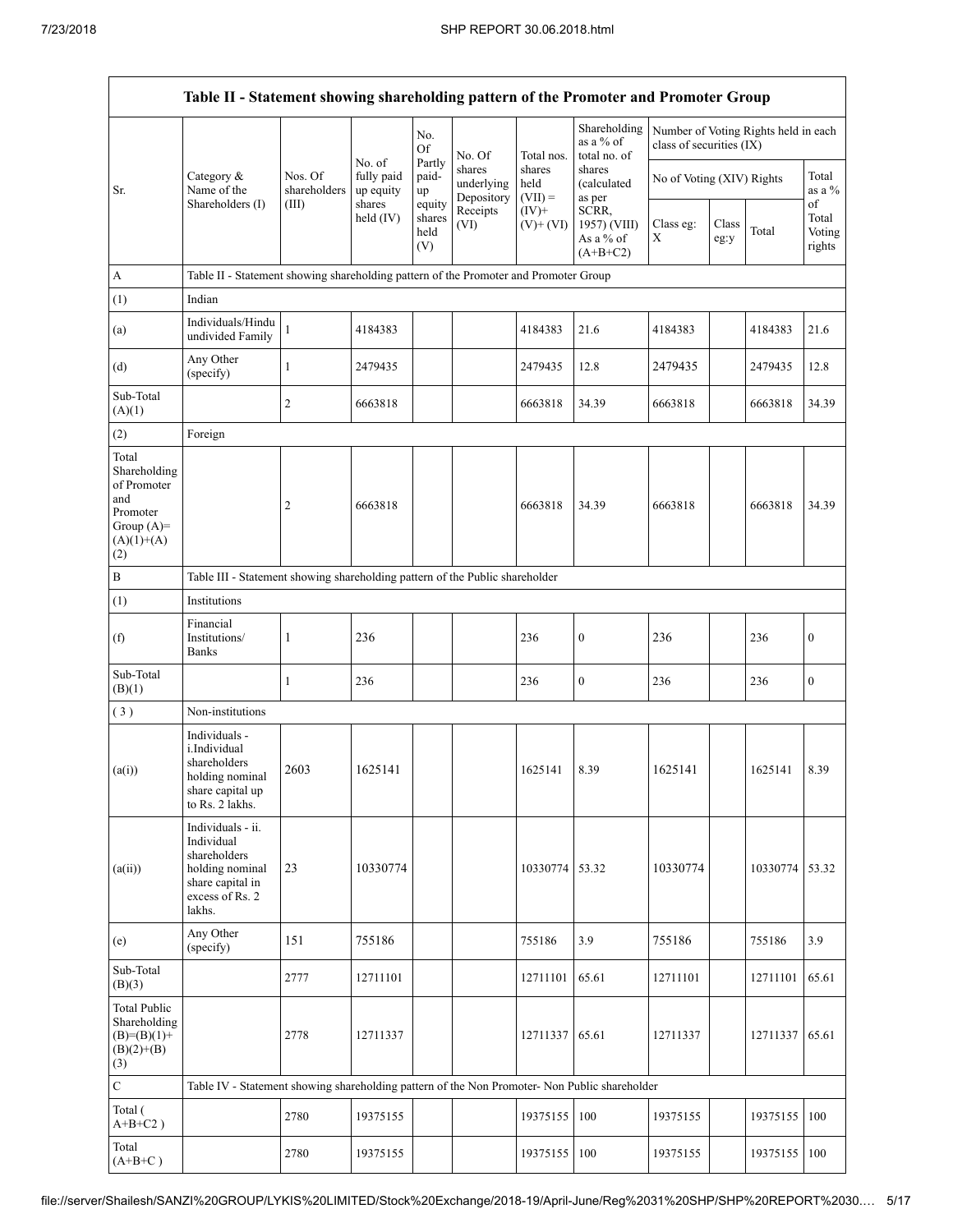## Table II - Statement showing shareholding pattern of the Promoter and Promoter Group

| Sr. | Category & Name of the Shareholders (I) | Nos. Of shareholders (III) | No. of fully paid up equity shares held (IV) | No. Of Partly paid-up equity shares held (V) | No. Of shares underlying Depository Receipts (VI) | Total nos. shares held (VII) = (IV)+ (V)+ (VI) | Shareholding as a % of total no. of shares (calculated as per SCRR, 1957) (VIII) As a % of (A+B+C2) | Number of Voting Rights held in each class of securities (IX) | | | |
|---|---|---|---|---|---|---|---|---|---|---|---|
| | | | | | | | | No of Voting (XIV) Rights | | | Total as a % of Total Voting rights |
| | | | | | | | | Class eg: X | Class eg:y | Total | |
| A | Table II - Statement showing shareholding pattern of the Promoter and Promoter Group | | | | | | | | | | |
| (1) | Indian | | | | | | | | | | |
| (a) | Individuals/Hindu undivided Family | 1 | 4184383 | | | 4184383 | 21.6 | 4184383 | | 4184383 | 21.6 |
| (d) | Any Other (specify) | 1 | 2479435 | | | 2479435 | 12.8 | 2479435 | | 2479435 | 12.8 |
| Sub-Total (A)(1) | | 2 | 6663818 | | | 6663818 | 34.39 | 6663818 | | 6663818 | 34.39 |
| (2) | Foreign | | | | | | | | | | |
| Total Shareholding of Promoter and Promoter Group (A)=(A)(1)+(A)(2) | | 2 | 6663818 | | | 6663818 | 34.39 | 6663818 | | 6663818 | 34.39 |
| B | Table III - Statement showing shareholding pattern of the Public shareholder | | | | | | | | | | |
| (1) | Institutions | | | | | | | | | | |
| (f) | Financial Institutions/ Banks | 1 | 236 | | | 236 | 0 | 236 | | 236 | 0 |
| Sub-Total (B)(1) | | 1 | 236 | | | 236 | 0 | 236 | | 236 | 0 |
| ( 3 ) | Non-institutions | | | | | | | | | | |
| (a(i)) | Individuals - i.Individual shareholders holding nominal share capital up to Rs. 2 lakhs. | 2603 | 1625141 | | | 1625141 | 8.39 | 1625141 | | 1625141 | 8.39 |
| (a(ii)) | Individuals - ii. Individual shareholders holding nominal share capital in excess of Rs. 2 lakhs. | 23 | 10330774 | | | 10330774 | 53.32 | 10330774 | | 10330774 | 53.32 |
| (e) | Any Other (specify) | 151 | 755186 | | | 755186 | 3.9 | 755186 | | 755186 | 3.9 |
| Sub-Total (B)(3) | | 2777 | 12711101 | | | 12711101 | 65.61 | 12711101 | | 12711101 | 65.61 |
| Total Public Shareholding (B)=(B)(1)+(B)(2)+(B)(3) | | 2778 | 12711337 | | | 12711337 | 65.61 | 12711337 | | 12711337 | 65.61 |
| C | Table IV - Statement showing shareholding pattern of the Non Promoter- Non Public shareholder | | | | | | | | | | |
| Total ( A+B+C2 ) | | 2780 | 19375155 | | | 19375155 | 100 | 19375155 | | 19375155 | 100 |
| Total (A+B+C ) | | 2780 | 19375155 | | | 19375155 | 100 | 19375155 | | 19375155 | 100 |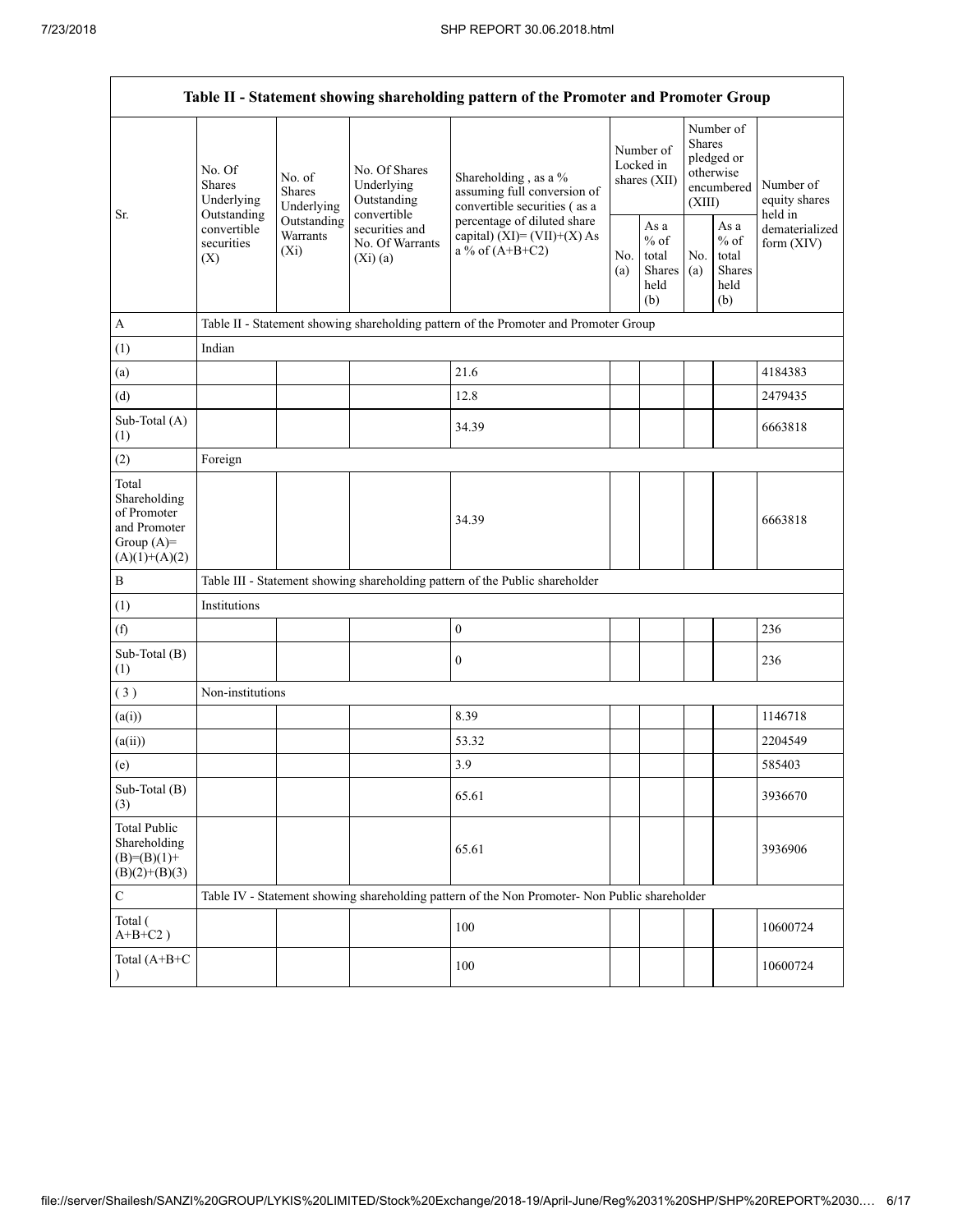| Table II - Statement showing shareholding pattern of the Promoter and Promoter Group | | | | | | | | | |
|---|---|---|---|---|---|---|---|---|---|
| Sr. | No. Of Shares Underlying Outstanding convertible securities (X) | No. of Shares Underlying Outstanding Warrants (Xi) | No. Of Shares Underlying Outstanding convertible securities and No. Of Warrants (Xi) (a) | Shareholding , as a % assuming full conversion of convertible securities ( as a percentage of diluted share capital) (XI)= (VII)+(X) As a % of (A+B+C2) | Number of Locked in shares (XII) | | Number of Shares pledged or otherwise encumbered (XIII) | | Number of equity shares held in dematerialized form (XIV) |
| | | | | | No. (a) | As a % of total Shares held (b) | No. (a) | As a % of total Shares held (b) | |
| A | Table II - Statement showing shareholding pattern of the Promoter and Promoter Group | | | | | | | | |
| (1) | Indian | | | | | | | | |
| (a) | | | | 21.6 | | | | | 4184383 |
| (d) | | | | 12.8 | | | | | 2479435 |
| Sub-Total (A) (1) | | | | 34.39 | | | | | 6663818 |
| (2) | Foreign | | | | | | | | |
| Total Shareholding of Promoter and Promoter Group (A)= (A)(1)+(A)(2) | | | | 34.39 | | | | | 6663818 |
| B | Table III - Statement showing shareholding pattern of the Public shareholder | | | | | | | | |
| (1) | Institutions | | | | | | | | |
| (f) | | | | 0 | | | | | 236 |
| Sub-Total (B) (1) | | | | 0 | | | | | 236 |
| ( 3 ) | Non-institutions | | | | | | | | |
| (a(i)) | | | | 8.39 | | | | | 1146718 |
| (a(ii)) | | | | 53.32 | | | | | 2204549 |
| (e) | | | | 3.9 | | | | | 585403 |
| Sub-Total (B) (3) | | | | 65.61 | | | | | 3936670 |
| Total Public Shareholding (B)=(B)(1)+(B)(2)+(B)(3) | | | | 65.61 | | | | | 3936906 |
| C | Table IV - Statement showing shareholding pattern of the Non Promoter- Non Public shareholder | | | | | | | | |
| Total ( A+B+C2 ) | | | | 100 | | | | | 10600724 |
| Total (A+B+C ) | | | | 100 | | | | | 10600724 |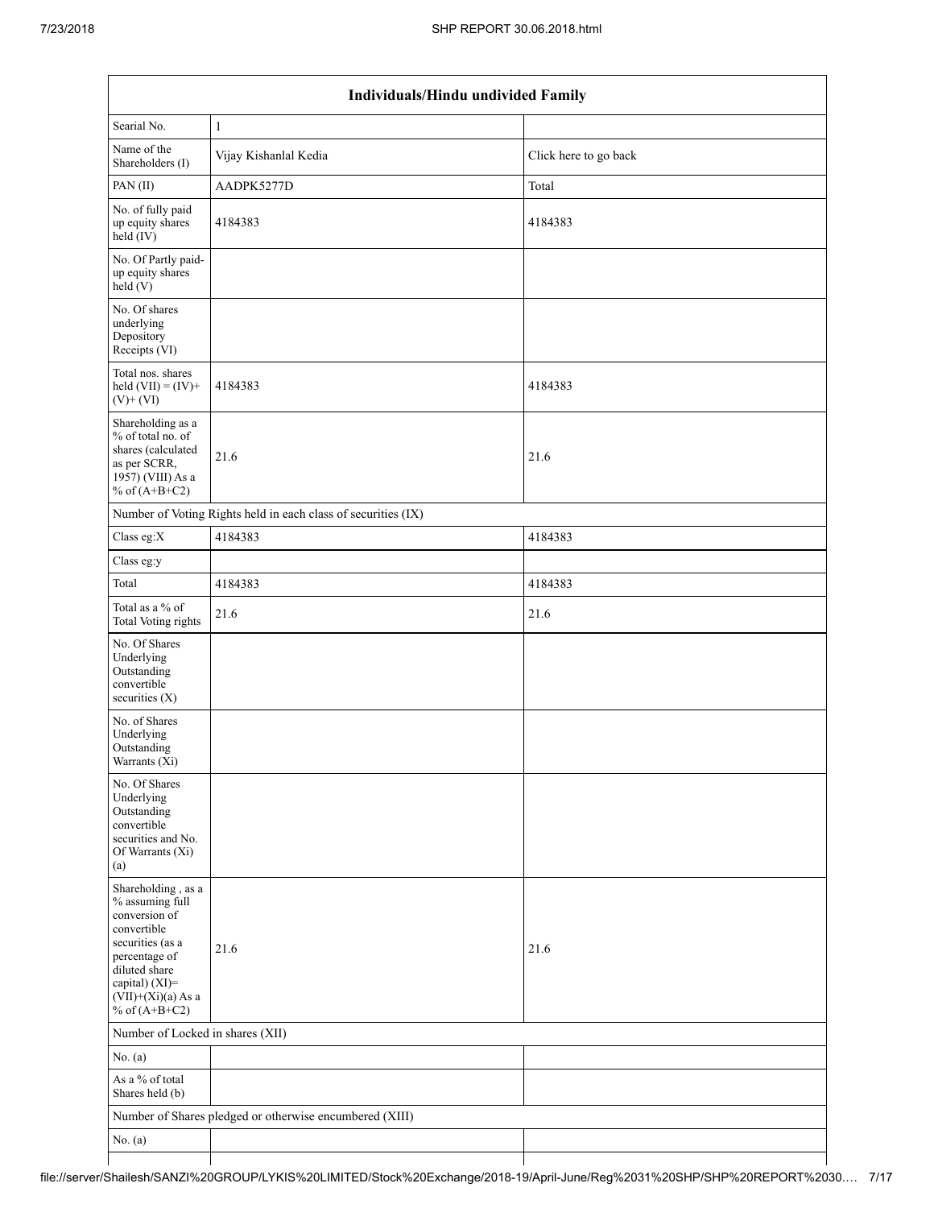| Individuals/Hindu undivided Family | | |
|---|---|---|
| Searial No. | 1 | |
| Name of the Shareholders (I) | Vijay Kishanlal Kedia | Click here to go back |
| PAN (II) | AADPK5277D | Total |
| No. of fully paid up equity shares held (IV) | 4184383 | 4184383 |
| No. Of Partly paid-up equity shares held (V) | | |
| No. Of shares underlying Depository Receipts (VI) | | |
| Total nos. shares held (VII) = (IV)+ (V)+ (VI) | 4184383 | 4184383 |
| Shareholding as a % of total no. of shares (calculated as per SCRR, 1957) (VIII) As a % of (A+B+C2) | 21.6 | 21.6 |
| Number of Voting Rights held in each class of securities (IX) | | |
| Class eg:X | 4184383 | 4184383 |
| Class eg:y | | |
| Total | 4184383 | 4184383 |
| Total as a % of Total Voting rights | 21.6 | 21.6 |
| No. Of Shares Underlying Outstanding convertible securities (X) | | |
| No. of Shares Underlying Outstanding Warrants (Xi) | | |
| No. Of Shares Underlying Outstanding convertible securities and No. Of Warrants (Xi) (a) | | |
| Shareholding , as a % assuming full conversion of convertible securities (as a percentage of diluted share capital) (XI)= (VII)+(Xi)(a) As a % of (A+B+C2) | 21.6 | 21.6 |
| Number of Locked in shares (XII) | | |
| No. (a) | | |
| As a % of total Shares held (b) | | |
| Number of Shares pledged or otherwise encumbered (XIII) | | |
| No. (a) | | |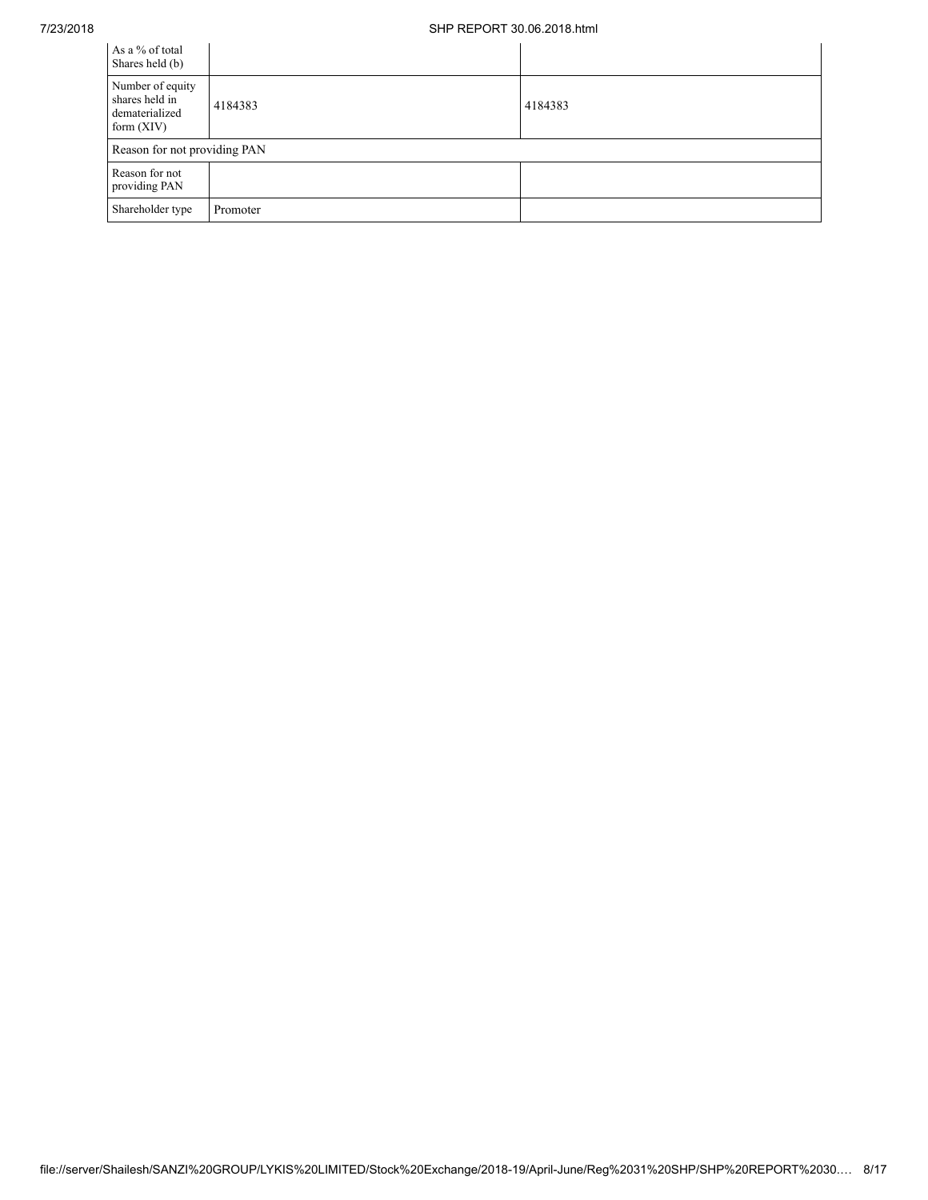| | | |
|---|---|---|
| As a % of total Shares held (b) | | |
| Number of equity shares held in dematerialized form (XIV) | 4184383 | 4184383 |
| Reason for not providing PAN | | |
| Reason for not providing PAN | | |
| Shareholder type | Promoter | |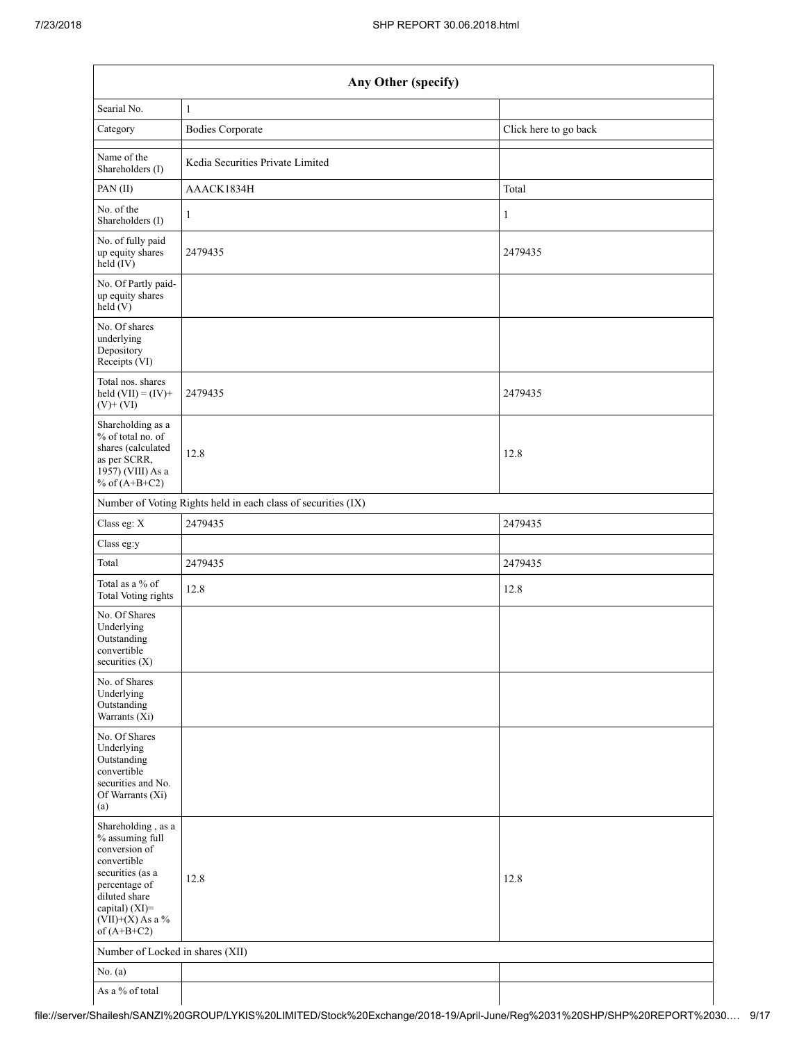| Any Other (specify) | | |
|---|---|---|
| Searial No. | 1 | |
| Category | Bodies Corporate | Click here to go back |
| Name of the Shareholders (I) | Kedia Securities Private Limited | |
| PAN (II) | AAACK1834H | Total |
| No. of the Shareholders (I) | 1 | 1 |
| No. of fully paid up equity shares held (IV) | 2479435 | 2479435 |
| No. Of Partly paid-up equity shares held (V) | | |
| No. Of shares underlying Depository Receipts (VI) | | |
| Total nos. shares held (VII) = (IV)+ (V)+ (VI) | 2479435 | 2479435 |
| Shareholding as a % of total no. of shares (calculated as per SCRR, 1957) (VIII) As a % of (A+B+C2) | 12.8 | 12.8 |
| Number of Voting Rights held in each class of securities (IX) | | |
| Class eg: X | 2479435 | 2479435 |
| Class eg:y | | |
| Total | 2479435 | 2479435 |
| Total as a % of Total Voting rights | 12.8 | 12.8 |
| No. Of Shares Underlying Outstanding convertible securities (X) | | |
| No. of Shares Underlying Outstanding Warrants (Xi) | | |
| No. Of Shares Underlying Outstanding convertible securities and No. Of Warrants (Xi) (a) | | |
| Shareholding , as a % assuming full conversion of convertible securities (as a percentage of diluted share capital) (XI)= (VII)+(X) As a % of (A+B+C2) | 12.8 | 12.8 |
| Number of Locked in shares (XII) | | |
| No. (a) | | |
| As a % of total | | |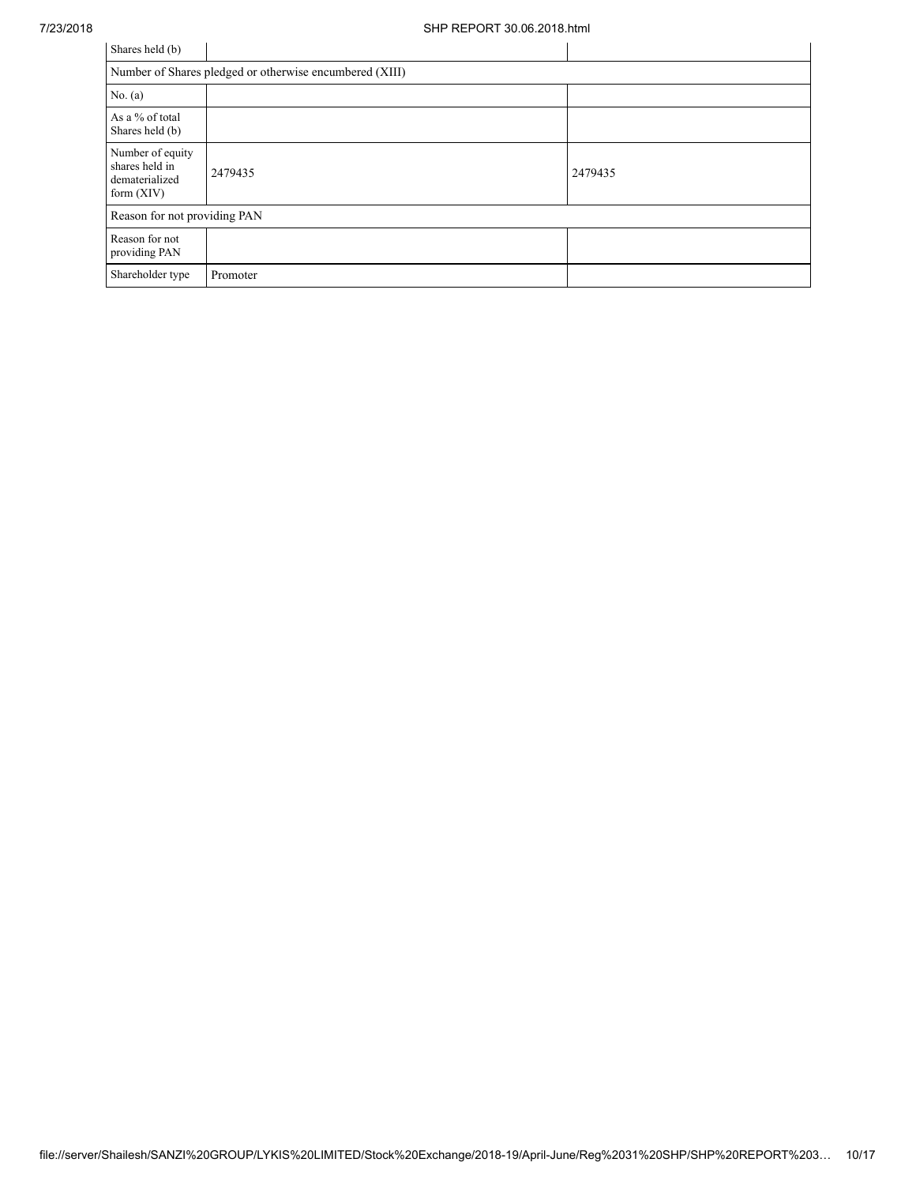| Shares held (b) | | |
| --- | --- | --- |
| Number of Shares pledged or otherwise encumbered (XIII) | | |
| No. (a) | | |
| As a % of total Shares held (b) | | |
| Number of equity shares held in dematerialized form (XIV) | 2479435 | 2479435 |
| Reason for not providing PAN | | |
| Reason for not providing PAN | | |
| Shareholder type | Promoter | |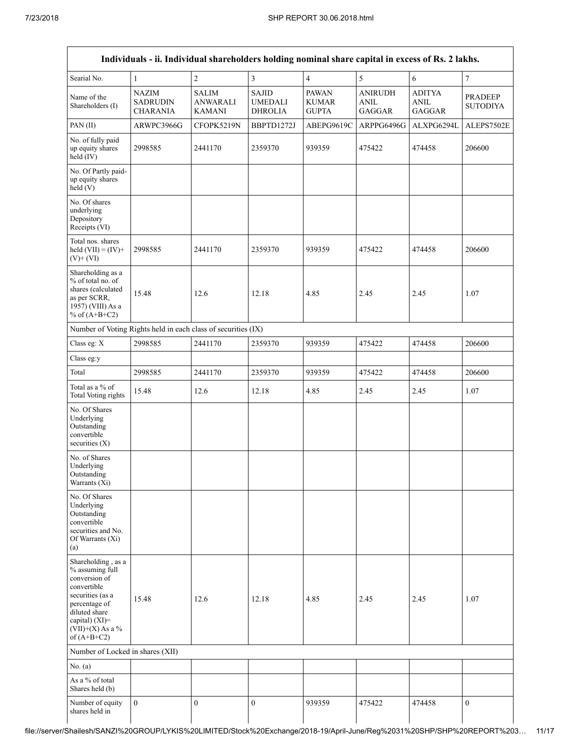| Individuals - ii. Individual shareholders holding nominal share capital in excess of Rs. 2 lakhs. | | | | | | | |
|---|---|---|---|---|---|---|---|
| Searial No. | 1 | 2 | 3 | 4 | 5 | 6 | 7 |
| Name of the Shareholders (I) | NAZIM SADRUDIN CHARANIA | SALIM ANWARALI KAMANI | SAJID UMEDALI DHROLIA | PAWAN KUMAR GUPTA | ANIRUDH ANIL GAGGAR | ADITYA ANIL GAGGAR | PRADEEP SUTODIYA |
| PAN (II) | ARWPC3966G | CFOPK5219N | BBPTD1272J | ABEPG9619C | ARPPG6496G | ALXPG6294L | ALEPS7502E |
| No. of fully paid up equity shares held (IV) | 2998585 | 2441170 | 2359370 | 939359 | 475422 | 474458 | 206600 |
| No. Of Partly paid-up equity shares held (V) | | | | | | | |
| No. Of shares underlying Depository Receipts (VI) | | | | | | | |
| Total nos. shares held (VII) = (IV)+ (V)+ (VI) | 2998585 | 2441170 | 2359370 | 939359 | 475422 | 474458 | 206600 |
| Shareholding as a % of total no. of shares (calculated as per SCRR, 1957) (VIII) As a % of (A+B+C2) | 15.48 | 12.6 | 12.18 | 4.85 | 2.45 | 2.45 | 1.07 |
| Number of Voting Rights held in each class of securities (IX) | | | | | | | |
| Class eg: X | 2998585 | 2441170 | 2359370 | 939359 | 475422 | 474458 | 206600 |
| Class eg:y | | | | | | | |
| Total | 2998585 | 2441170 | 2359370 | 939359 | 475422 | 474458 | 206600 |
| Total as a % of Total Voting rights | 15.48 | 12.6 | 12.18 | 4.85 | 2.45 | 2.45 | 1.07 |
| No. Of Shares Underlying Outstanding convertible securities (X) | | | | | | | |
| No. of Shares Underlying Outstanding Warrants (Xi) | | | | | | | |
| No. Of Shares Underlying Outstanding convertible securities and No. Of Warrants (Xi) (a) | | | | | | | |
| Shareholding , as a % assuming full conversion of convertible securities (as a percentage of diluted share capital) (XI)= (VII)+(X) As a % of (A+B+C2) | 15.48 | 12.6 | 12.18 | 4.85 | 2.45 | 2.45 | 1.07 |
| Number of Locked in shares (XII) | | | | | | | |
| No. (a) | | | | | | | |
| As a % of total Shares held (b) | | | | | | | |
| Number of equity shares held in | 0 | 0 | 0 | 939359 | 475422 | 474458 | 0 |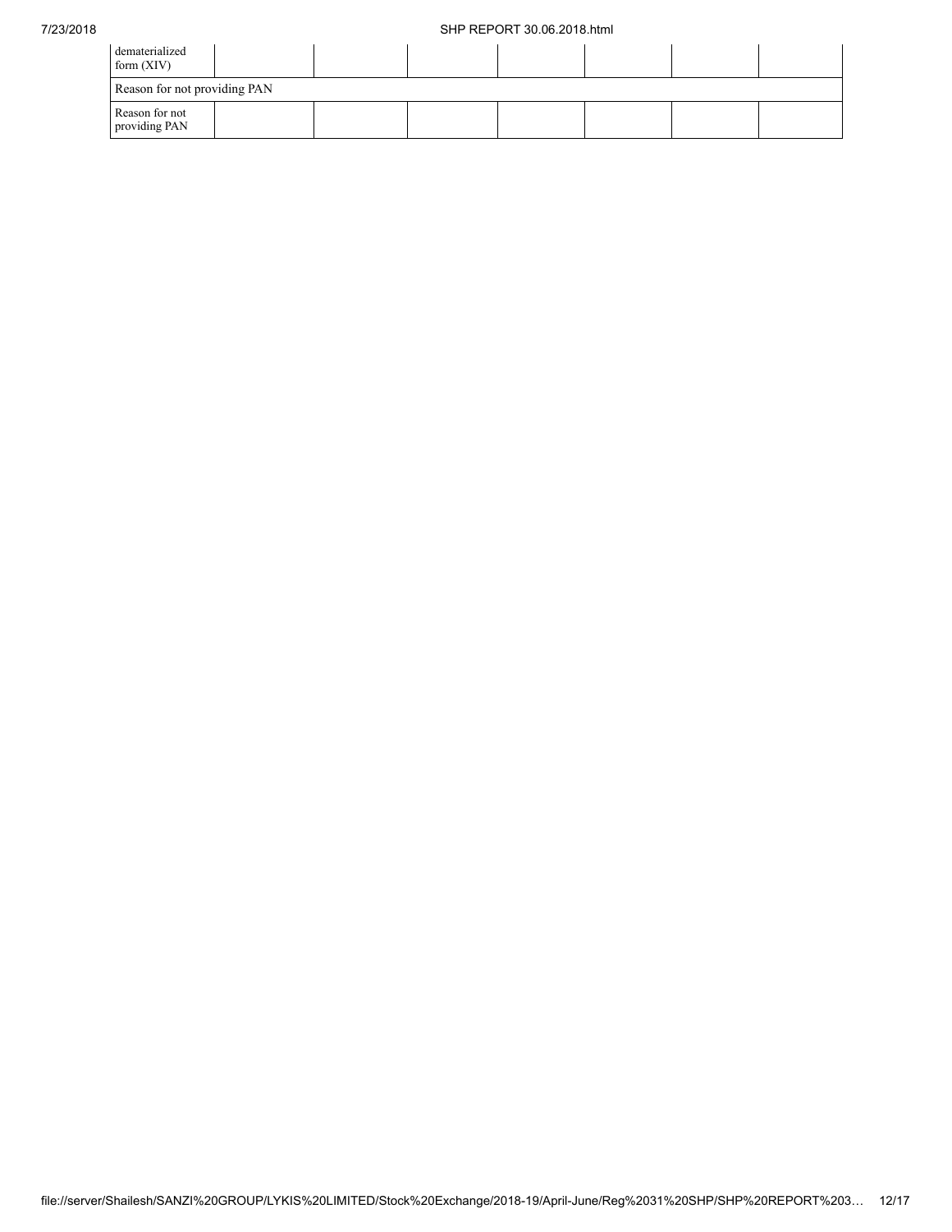| dematerialized form (XIV) | | | | | | | |
|---|---|---|---|---|---|---|---|
| Reason for not providing PAN | | | | | | | |
| Reason for not providing PAN | | | | | | | |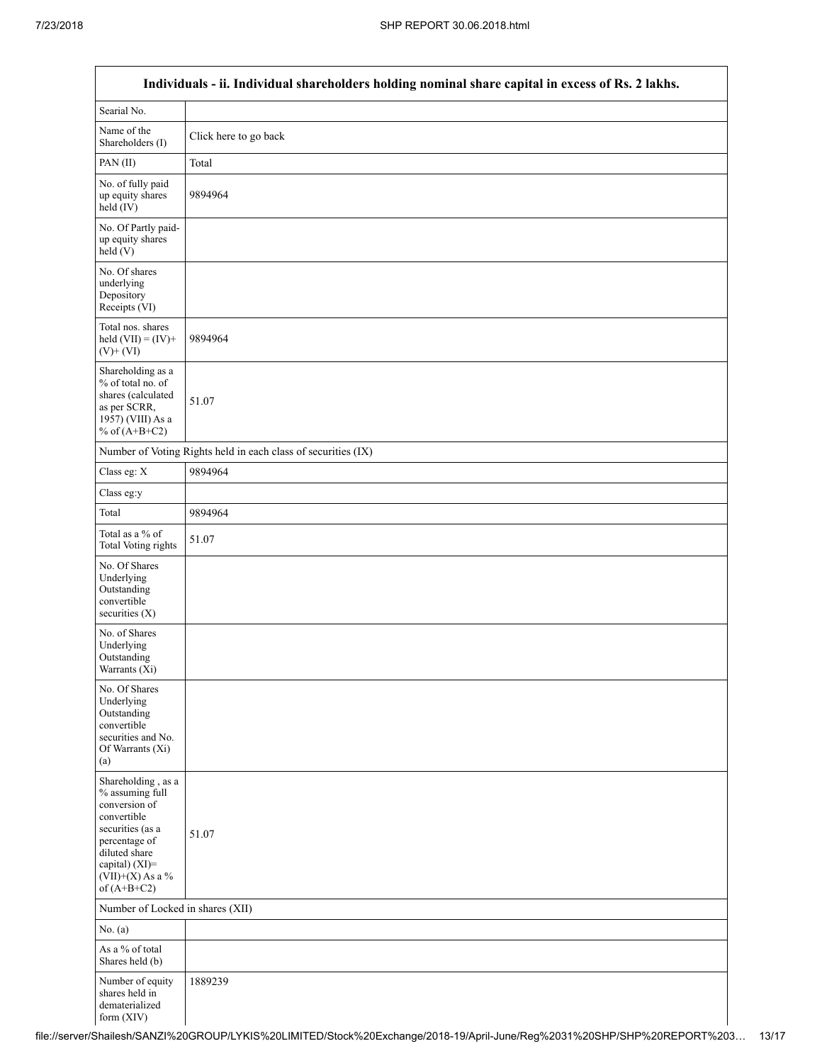| Individuals - ii. Individual shareholders holding nominal share capital in excess of Rs. 2 lakhs. | |
|---|---|
| Searial No. | |
| Name of the Shareholders (I) | Click here to go back |
| PAN (II) | Total |
| No. of fully paid up equity shares held (IV) | 9894964 |
| No. Of Partly paid-up equity shares held (V) | |
| No. Of shares underlying Depository Receipts (VI) | |
| Total nos. shares held (VII) = (IV)+ (V)+ (VI) | 9894964 |
| Shareholding as a % of total no. of shares (calculated as per SCRR, 1957) (VIII) As a % of (A+B+C2) | 51.07 |
| Number of Voting Rights held in each class of securities (IX) | |
| Class eg: X | 9894964 |
| Class eg:y | |
| Total | 9894964 |
| Total as a % of Total Voting rights | 51.07 |
| No. Of Shares Underlying Outstanding convertible securities (X) | |
| No. of Shares Underlying Outstanding Warrants (Xi) | |
| No. Of Shares Underlying Outstanding convertible securities and No. Of Warrants (Xi) (a) | |
| Shareholding , as a % assuming full conversion of convertible securities (as a percentage of diluted share capital) (XI)= (VII)+(X) As a % of (A+B+C2) | 51.07 |
| Number of Locked in shares (XII) | |
| No. (a) | |
| As a % of total Shares held (b) | |
| Number of equity shares held in dematerialized form (XIV) | 1889239 |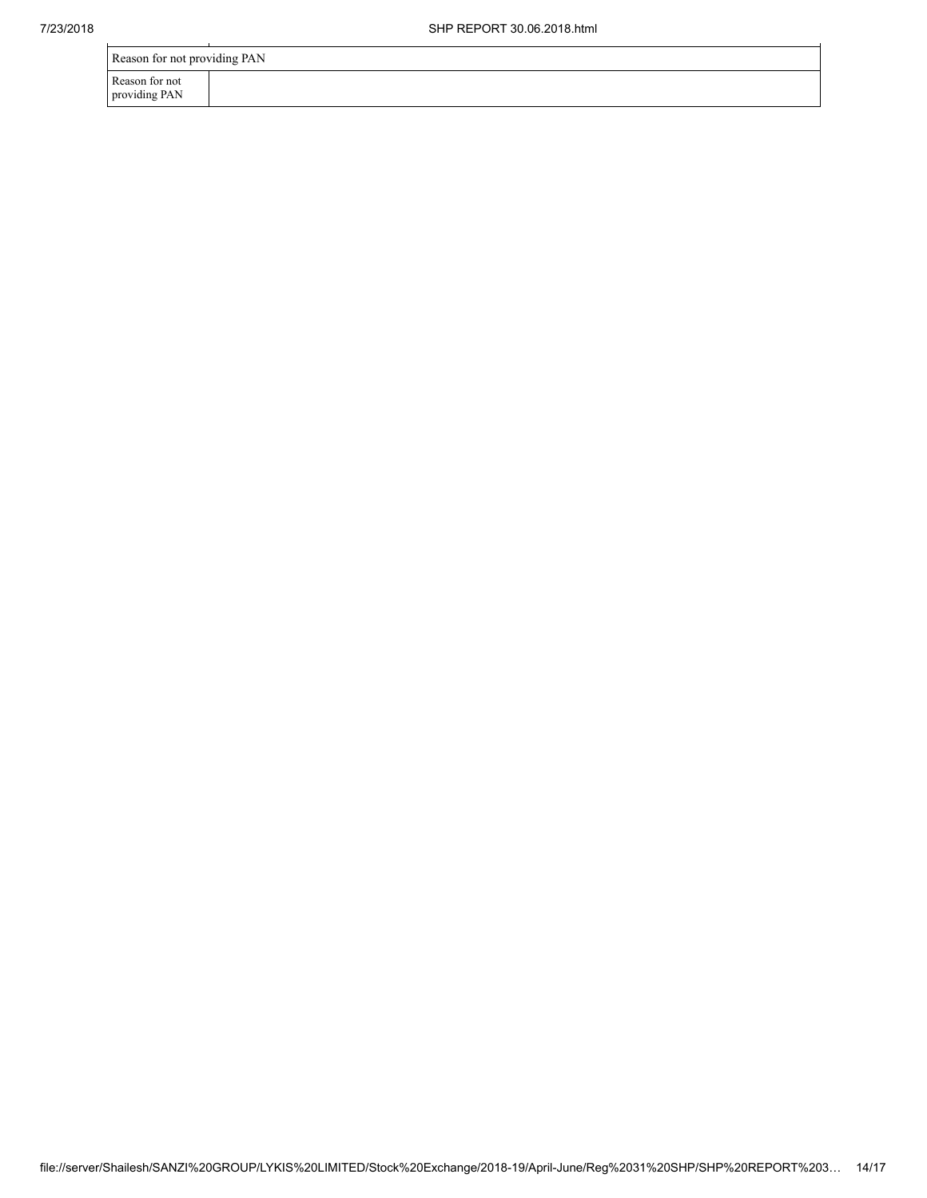| Reason for not providing PAN | |
|---|---|
| Reason for not providing PAN | |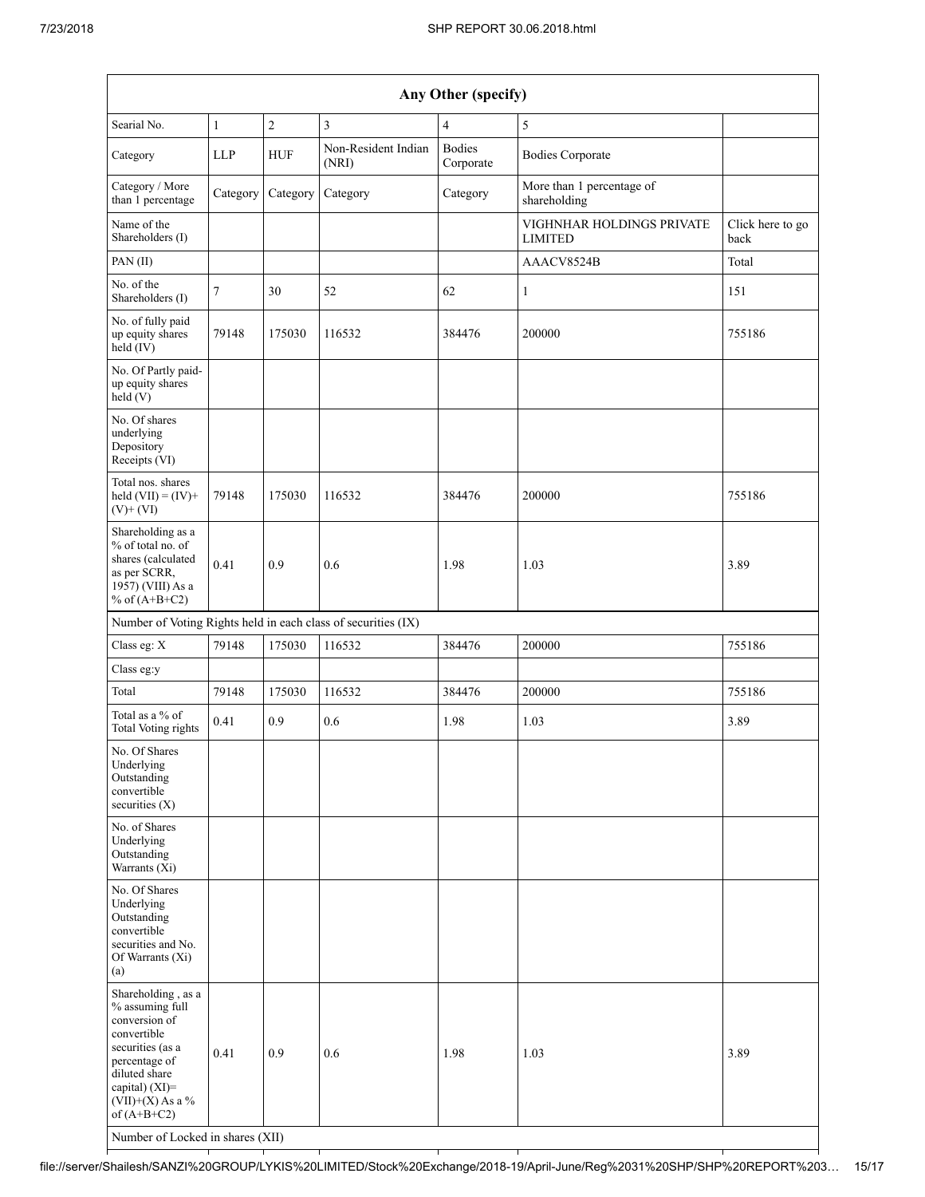| Any Other (specify) | | | | | | |
|---|---|---|---|---|---|---|
| Searial No. | 1 | 2 | 3 | 4 | 5 | |
| Category | LLP | HUF | Non-Resident Indian (NRI) | Bodies Corporate | Bodies Corporate | |
| Category / More than 1 percentage | Category | Category | Category | Category | More than 1 percentage of shareholding | |
| Name of the Shareholders (I) | | | | | VIGHNHAR HOLDINGS PRIVATE LIMITED | Click here to go back |
| PAN (II) | | | | | AAACV8524B | Total |
| No. of the Shareholders (I) | 7 | 30 | 52 | 62 | 1 | 151 |
| No. of fully paid up equity shares held (IV) | 79148 | 175030 | 116532 | 384476 | 200000 | 755186 |
| No. Of Partly paid-up equity shares held (V) | | | | | | |
| No. Of shares underlying Depository Receipts (VI) | | | | | | |
| Total nos. shares held (VII) = (IV)+ (V)+ (VI) | 79148 | 175030 | 116532 | 384476 | 200000 | 755186 |
| Shareholding as a % of total no. of shares (calculated as per SCRR, 1957) (VIII) As a % of (A+B+C2) | 0.41 | 0.9 | 0.6 | 1.98 | 1.03 | 3.89 |
| Number of Voting Rights held in each class of securities (IX) | | | | | | |
| Class eg: X | 79148 | 175030 | 116532 | 384476 | 200000 | 755186 |
| Class eg:y | | | | | | |
| Total | 79148 | 175030 | 116532 | 384476 | 200000 | 755186 |
| Total as a % of Total Voting rights | 0.41 | 0.9 | 0.6 | 1.98 | 1.03 | 3.89 |
| No. Of Shares Underlying Outstanding convertible securities (X) | | | | | | |
| No. of Shares Underlying Outstanding Warrants (Xi) | | | | | | |
| No. Of Shares Underlying Outstanding convertible securities and No. Of Warrants (Xi) (a) | | | | | | |
| Shareholding , as a % assuming full conversion of convertible securities (as a percentage of diluted share capital) (XI)= (VII)+(X) As a % of (A+B+C2) | 0.41 | 0.9 | 0.6 | 1.98 | 1.03 | 3.89 |
| Number of Locked in shares (XII) | | | | | | |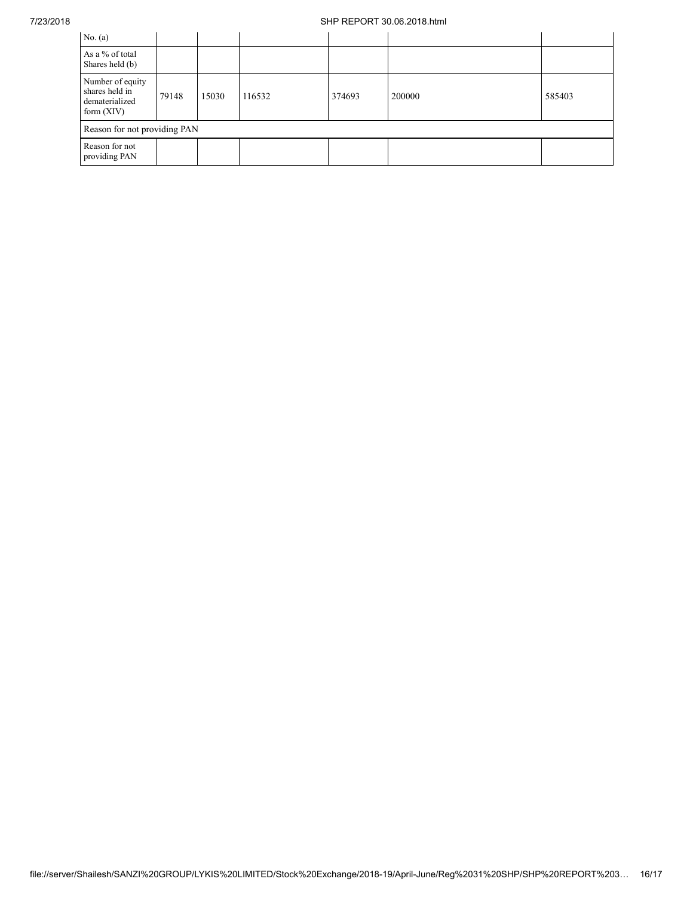| | | | | | | |
|---|---|---|---|---|---|---|
| No. (a) | | | | | | |
| As a % of total Shares held (b) | | | | | | |
| Number of equity shares held in dematerialized form (XIV) | 79148 | 15030 | 116532 | 374693 | 200000 | 585403 |
| Reason for not providing PAN | | | | | | |
| Reason for not providing PAN | | | | | | |